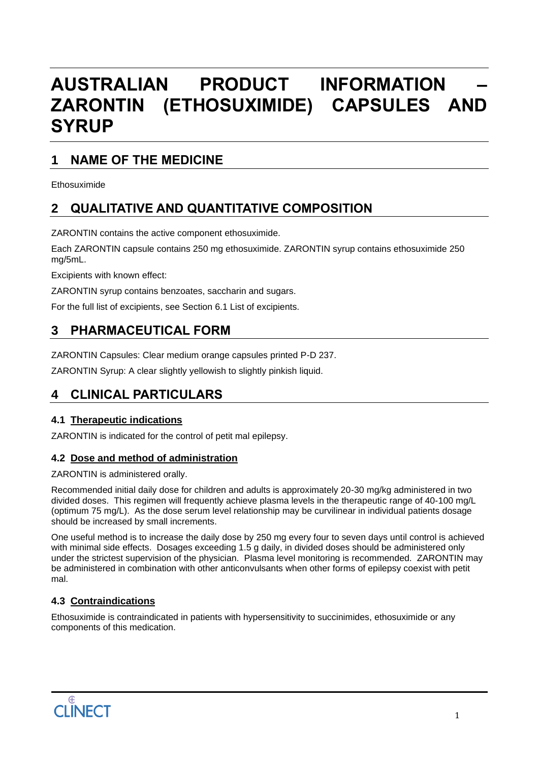# AUSTRALIAN PRODUCT INFORMATION – ZARONTIN (ETHOSUXIMIDE) CAPSULES AND SYRUP

## 1 NAME OF THE MEDICINE

Ethosuximide

## 2 QUALITATIVE AND QUANTITATIVE COMPOSITION

ZARONTIN contains the active component ethosuximide.

Each ZARONTIN capsule contains 250 mg ethosuximide. ZARONTIN syrup contains ethosuximide 250 mg/5mL.

Excipients with known effect:

ZARONTIN syrup contains benzoates, saccharin and sugars.

For the full list of excipients, see Section 6.1 List of excipients.

## 3 PHARMACEUTICAL FORM

ZARONTIN Capsules: Clear medium orange capsules printed P-D 237.

ZARONTIN Syrup: A clear slightly yellowish to slightly pinkish liquid.

## 4 CLINICAL PARTICULARS

### 4.1 Therapeutic indications

ZARONTIN is indicated for the control of petit mal epilepsy.

### 4.2 Dose and method of administration

ZARONTIN is administered orally.

Recommended initial daily dose for children and adults is approximately 20-30 mg/kg administered in two divided doses. This regimen will frequently achieve plasma levels in the therapeutic range of 40-100 mg/L (optimum 75 mg/L). As the dose serum level relationship may be curvilinear in individual patients dosage should be increased by small increments.

One useful method is to increase the daily dose by 250 mg every four to seven days until control is achieved with minimal side effects. Dosages exceeding 1.5 g daily, in divided doses should be administered only under the strictest supervision of the physician. Plasma level monitoring is recommended. ZARONTIN may be administered in combination with other anticonvulsants when other forms of epilepsy coexist with petit mal.

### 4.3 Contraindications

Ethosuximide is contraindicated in patients with hypersensitivity to succinimides, ethosuximide or any components of this medication.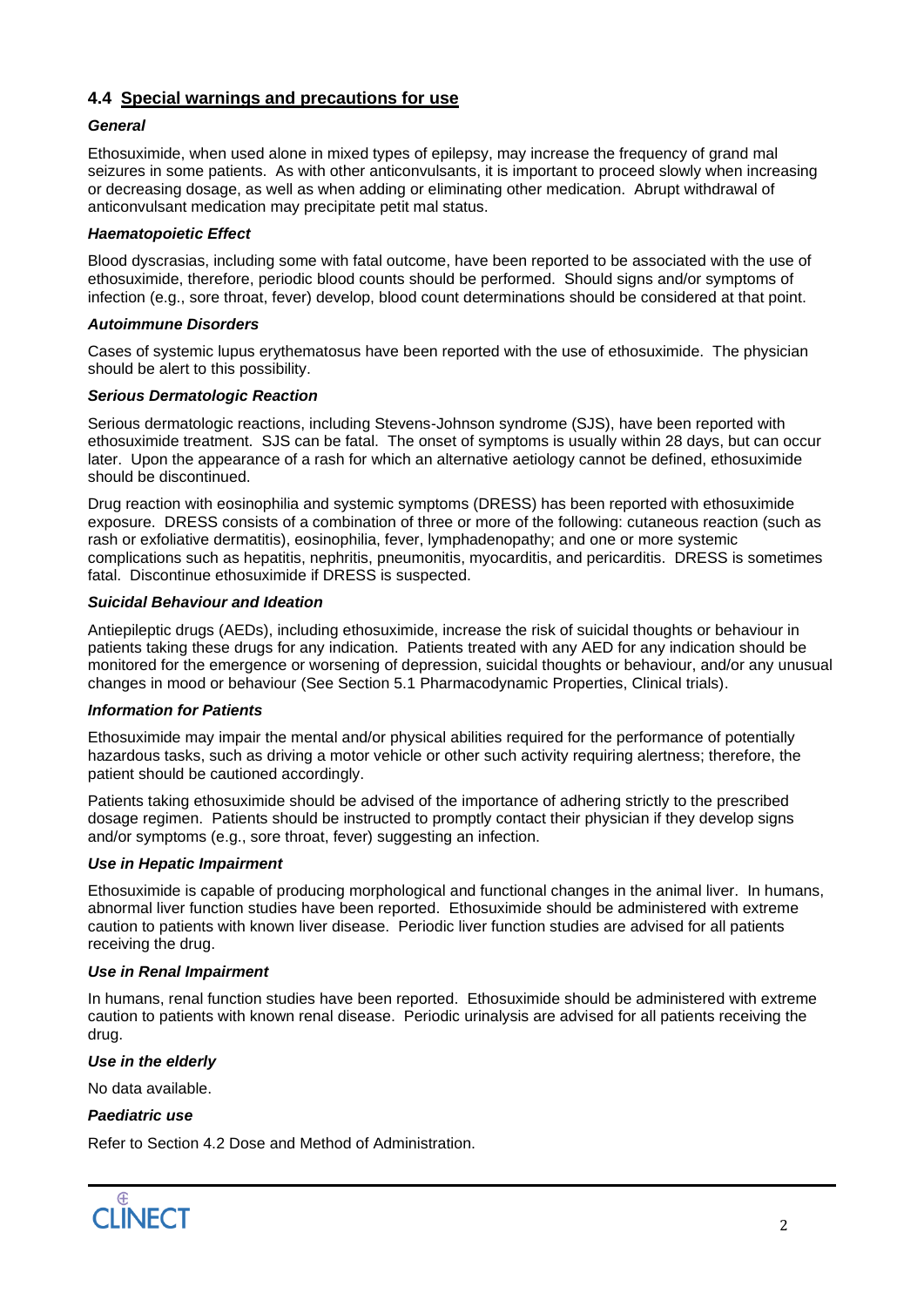## 4.4 Special warnings and precautions for use

### *General*

Ethosuximide, when used alone in mixed types of epilepsy, may increase the frequency of grand mal seizures in some patients. As with other anticonvulsants, it is important to proceed slowly when increasing or decreasing dosage, as well as when adding or eliminating other medication. Abrupt withdrawal of anticonvulsant medication may precipitate petit mal status.

### *Haematopoietic Effect*

Blood dyscrasias, including some with fatal outcome, have been reported to be associated with the use of ethosuximide, therefore, periodic blood counts should be performed. Should signs and/or symptoms of infection (e.g., sore throat, fever) develop, blood count determinations should be considered at that point.

### *Autoimmune Disorders*

Cases of systemic lupus erythematosus have been reported with the use of ethosuximide. The physician should be alert to this possibility.

### *Serious Dermatologic Reaction*

Serious dermatologic reactions, including Stevens-Johnson syndrome (SJS), have been reported with ethosuximide treatment. SJS can be fatal. The onset of symptoms is usually within 28 days, but can occur later. Upon the appearance of a rash for which an alternative aetiology cannot be defined, ethosuximide should be discontinued.

Drug reaction with eosinophilia and systemic symptoms (DRESS) has been reported with ethosuximide exposure. DRESS consists of a combination of three or more of the following: cutaneous reaction (such as rash or exfoliative dermatitis), eosinophilia, fever, lymphadenopathy; and one or more systemic complications such as hepatitis, nephritis, pneumonitis, myocarditis, and pericarditis. DRESS is sometimes fatal. Discontinue ethosuximide if DRESS is suspected.

### *Suicidal Behaviour and Ideation*

Antiepileptic drugs (AEDs), including ethosuximide, increase the risk of suicidal thoughts or behaviour in patients taking these drugs for any indication. Patients treated with any AED for any indication should be monitored for the emergence or worsening of depression, suicidal thoughts or behaviour, and/or any unusual changes in mood or behaviour (See Section 5.1 Pharmacodynamic Properties, Clinical trials).

### *Information for Patients*

Ethosuximide may impair the mental and/or physical abilities required for the performance of potentially hazardous tasks, such as driving a motor vehicle or other such activity requiring alertness; therefore, the patient should be cautioned accordingly.

Patients taking ethosuximide should be advised of the importance of adhering strictly to the prescribed dosage regimen. Patients should be instructed to promptly contact their physician if they develop signs and/or symptoms (e.g., sore throat, fever) suggesting an infection.

### *Use in Hepatic Impairment*

Ethosuximide is capable of producing morphological and functional changes in the animal liver. In humans, abnormal liver function studies have been reported. Ethosuximide should be administered with extreme caution to patients with known liver disease. Periodic liver function studies are advised for all patients receiving the drug.

### *Use in Renal Impairment*

In humans, renal function studies have been reported. Ethosuximide should be administered with extreme caution to patients with known renal disease. Periodic urinalysis are advised for all patients receiving the drug.

### *Use in the elderly*

No data available.

### *Paediatric use*

Refer to Section 4.2 Dose and Method of Administration.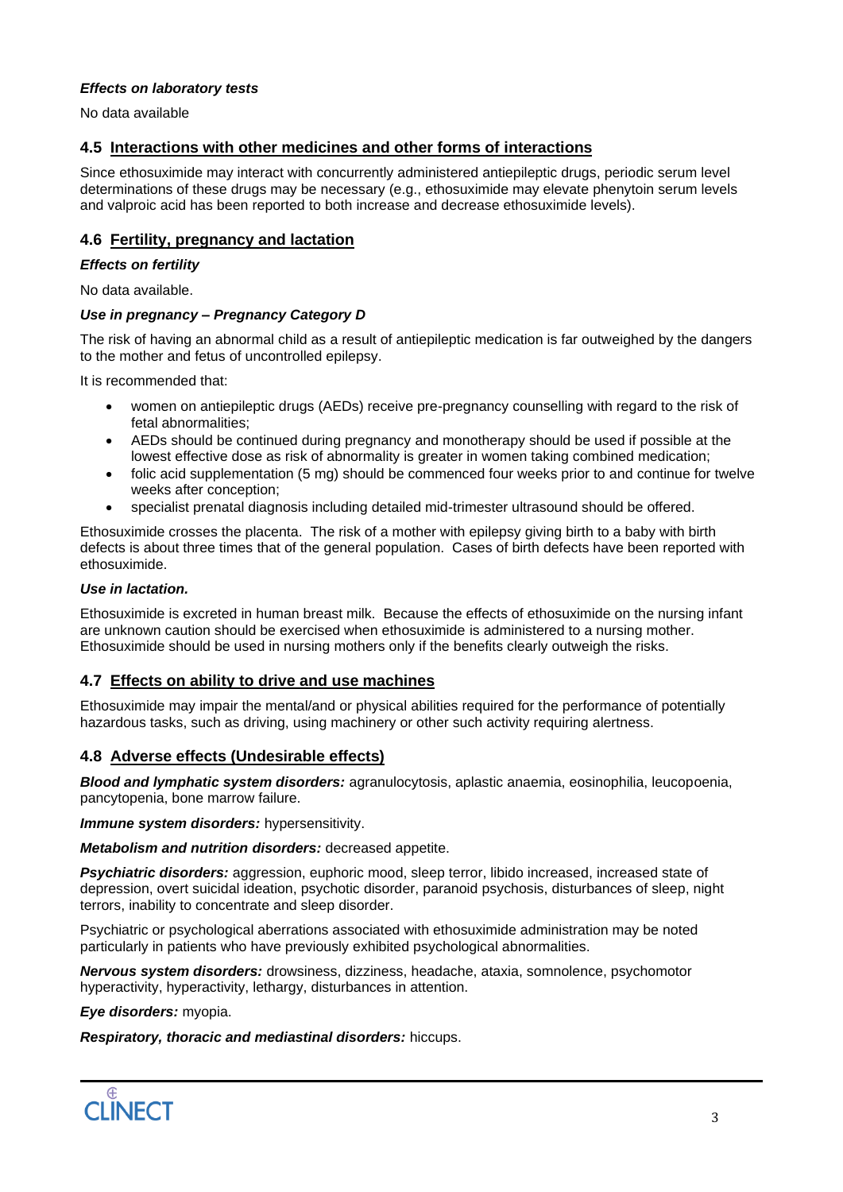### *Effects on laboratory tests*

No data available

## 4.5 Interactions with other medicines and other forms of interactions

Since ethosuximide may interact with concurrently administered antiepileptic drugs, periodic serum level determinations of these drugs may be necessary (e.g., ethosuximide may elevate phenytoin serum levels and valproic acid has been reported to both increase and decrease ethosuximide levels).

## 4.6 Fertility, pregnancy and lactation

### *Effects on fertility*

No data available.

### *Use in pregnancy – Pregnancy Category D*

The risk of having an abnormal child as a result of antiepileptic medication is far outweighed by the dangers to the mother and fetus of uncontrolled epilepsy.

It is recommended that:

- women on antiepileptic drugs (AEDs) receive pre-pregnancy counselling with regard to the risk of fetal abnormalities;
- AEDs should be continued during pregnancy and monotherapy should be used if possible at the lowest effective dose as risk of abnormality is greater in women taking combined medication;
- folic acid supplementation (5 mg) should be commenced four weeks prior to and continue for twelve weeks after conception;
- specialist prenatal diagnosis including detailed mid-trimester ultrasound should be offered.

Ethosuximide crosses the placenta. The risk of a mother with epilepsy giving birth to a baby with birth defects is about three times that of the general population. Cases of birth defects have been reported with ethosuximide.

### *Use in lactation.*

Ethosuximide is excreted in human breast milk. Because the effects of ethosuximide on the nursing infant are unknown caution should be exercised when ethosuximide is administered to a nursing mother. Ethosuximide should be used in nursing mothers only if the benefits clearly outweigh the risks.

## 4.7 Effects on ability to drive and use machines

Ethosuximide may impair the mental/and or physical abilities required for the performance of potentially hazardous tasks, such as driving, using machinery or other such activity requiring alertness.

## 4.8 Adverse effects (Undesirable effects)

***Blood and lymphatic system disorders:*** agranulocytosis, aplastic anaemia, eosinophilia, leucopoenia, pancytopenia, bone marrow failure.

***Immune system disorders:*** hypersensitivity.

***Metabolism and nutrition disorders:*** decreased appetite.

***Psychiatric disorders:*** aggression, euphoric mood, sleep terror, libido increased, increased state of depression, overt suicidal ideation, psychotic disorder, paranoid psychosis, disturbances of sleep, night terrors, inability to concentrate and sleep disorder.

Psychiatric or psychological aberrations associated with ethosuximide administration may be noted particularly in patients who have previously exhibited psychological abnormalities.

***Nervous system disorders:*** drowsiness, dizziness, headache, ataxia, somnolence, psychomotor hyperactivity, hyperactivity, lethargy, disturbances in attention.

***Eye disorders:*** myopia.

***Respiratory, thoracic and mediastinal disorders:*** hiccups.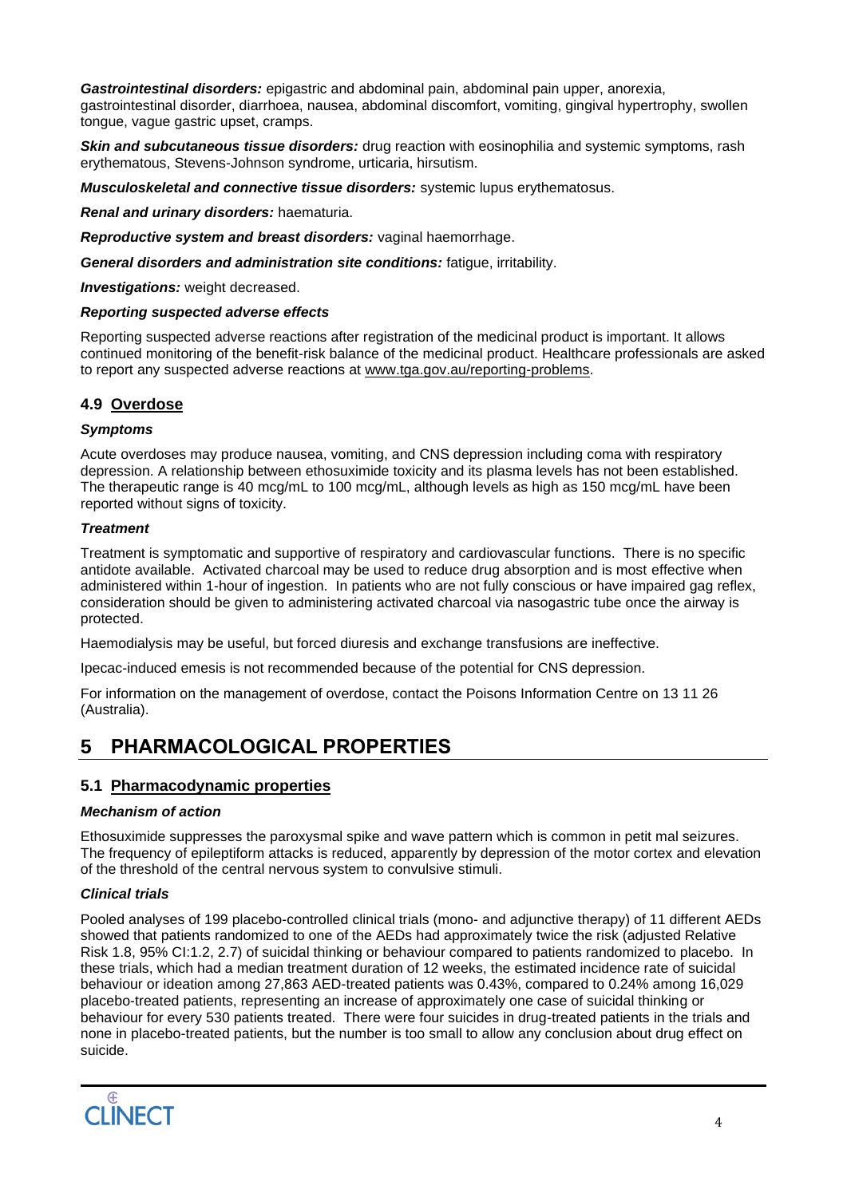***Gastrointestinal disorders:*** epigastric and abdominal pain, abdominal pain upper, anorexia, gastrointestinal disorder, diarrhoea, nausea, abdominal discomfort, vomiting, gingival hypertrophy, swollen tongue, vague gastric upset, cramps.

***Skin and subcutaneous tissue disorders:*** drug reaction with eosinophilia and systemic symptoms, rash erythematous, Stevens-Johnson syndrome, urticaria, hirsutism.

***Musculoskeletal and connective tissue disorders:*** systemic lupus erythematosus.

***Renal and urinary disorders:*** haematuria.

***Reproductive system and breast disorders:*** vaginal haemorrhage.

***General disorders and administration site conditions:*** fatigue, irritability.

***Investigations:*** weight decreased.

***Reporting suspected adverse effects***

Reporting suspected adverse reactions after registration of the medicinal product is important. It allows continued monitoring of the benefit-risk balance of the medicinal product. Healthcare professionals are asked to report any suspected adverse reactions at www.tga.gov.au/reporting-problems.

### 4.9 Overdose

***Symptoms***

Acute overdoses may produce nausea, vomiting, and CNS depression including coma with respiratory depression. A relationship between ethosuximide toxicity and its plasma levels has not been established. The therapeutic range is 40 mcg/mL to 100 mcg/mL, although levels as high as 150 mcg/mL have been reported without signs of toxicity.

***Treatment***

Treatment is symptomatic and supportive of respiratory and cardiovascular functions. There is no specific antidote available. Activated charcoal may be used to reduce drug absorption and is most effective when administered within 1-hour of ingestion. In patients who are not fully conscious or have impaired gag reflex, consideration should be given to administering activated charcoal via nasogastric tube once the airway is protected.

Haemodialysis may be useful, but forced diuresis and exchange transfusions are ineffective.

Ipecac-induced emesis is not recommended because of the potential for CNS depression.

For information on the management of overdose, contact the Poisons Information Centre on 13 11 26 (Australia).

## 5 PHARMACOLOGICAL PROPERTIES

### 5.1 Pharmacodynamic properties

***Mechanism of action***

Ethosuximide suppresses the paroxysmal spike and wave pattern which is common in petit mal seizures. The frequency of epileptiform attacks is reduced, apparently by depression of the motor cortex and elevation of the threshold of the central nervous system to convulsive stimuli.

***Clinical trials***

Pooled analyses of 199 placebo-controlled clinical trials (mono- and adjunctive therapy) of 11 different AEDs showed that patients randomized to one of the AEDs had approximately twice the risk (adjusted Relative Risk 1.8, 95% CI:1.2, 2.7) of suicidal thinking or behaviour compared to patients randomized to placebo. In these trials, which had a median treatment duration of 12 weeks, the estimated incidence rate of suicidal behaviour or ideation among 27,863 AED-treated patients was 0.43%, compared to 0.24% among 16,029 placebo-treated patients, representing an increase of approximately one case of suicidal thinking or behaviour for every 530 patients treated. There were four suicides in drug-treated patients in the trials and none in placebo-treated patients, but the number is too small to allow any conclusion about drug effect on suicide.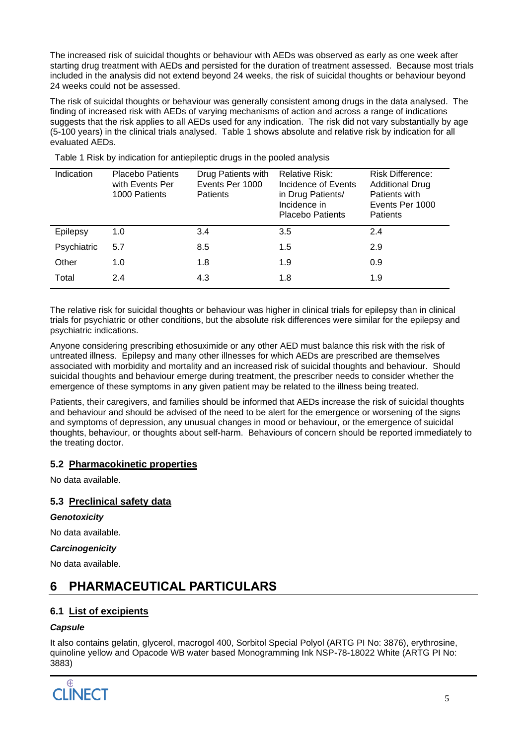The increased risk of suicidal thoughts or behaviour with AEDs was observed as early as one week after starting drug treatment with AEDs and persisted for the duration of treatment assessed. Because most trials included in the analysis did not extend beyond 24 weeks, the risk of suicidal thoughts or behaviour beyond 24 weeks could not be assessed.

The risk of suicidal thoughts or behaviour was generally consistent among drugs in the data analysed. The finding of increased risk with AEDs of varying mechanisms of action and across a range of indications suggests that the risk applies to all AEDs used for any indication. The risk did not vary substantially by age (5-100 years) in the clinical trials analysed. Table 1 shows absolute and relative risk by indication for all evaluated AEDs.

Table 1 Risk by indication for antiepileptic drugs in the pooled analysis

| Indication | Placebo Patients with Events Per 1000 Patients | Drug Patients with Events Per 1000 Patients | Relative Risk: Incidence of Events in Drug Patients/ Incidence in Placebo Patients | Risk Difference: Additional Drug Patients with Events Per 1000 Patients |
|---|---|---|---|---|
| Epilepsy | 1.0 | 3.4 | 3.5 | 2.4 |
| Psychiatric | 5.7 | 8.5 | 1.5 | 2.9 |
| Other | 1.0 | 1.8 | 1.9 | 0.9 |
| Total | 2.4 | 4.3 | 1.8 | 1.9 |

The relative risk for suicidal thoughts or behaviour was higher in clinical trials for epilepsy than in clinical trials for psychiatric or other conditions, but the absolute risk differences were similar for the epilepsy and psychiatric indications.

Anyone considering prescribing ethosuximide or any other AED must balance this risk with the risk of untreated illness. Epilepsy and many other illnesses for which AEDs are prescribed are themselves associated with morbidity and mortality and an increased risk of suicidal thoughts and behaviour. Should suicidal thoughts and behaviour emerge during treatment, the prescriber needs to consider whether the emergence of these symptoms in any given patient may be related to the illness being treated.

Patients, their caregivers, and families should be informed that AEDs increase the risk of suicidal thoughts and behaviour and should be advised of the need to be alert for the emergence or worsening of the signs and symptoms of depression, any unusual changes in mood or behaviour, or the emergence of suicidal thoughts, behaviour, or thoughts about self-harm. Behaviours of concern should be reported immediately to the treating doctor.

### 5.2 Pharmacokinetic properties

No data available.

### 5.3 Preclinical safety data

***Genotoxicity***

No data available.

***Carcinogenicity***

No data available.

## 6 PHARMACEUTICAL PARTICULARS

### 6.1 List of excipients

***Capsule***

It also contains gelatin, glycerol, macrogol 400, Sorbitol Special Polyol (ARTG PI No: 3876), erythrosine, quinoline yellow and Opacode WB water based Monogramming Ink NSP-78-18022 White (ARTG PI No: 3883)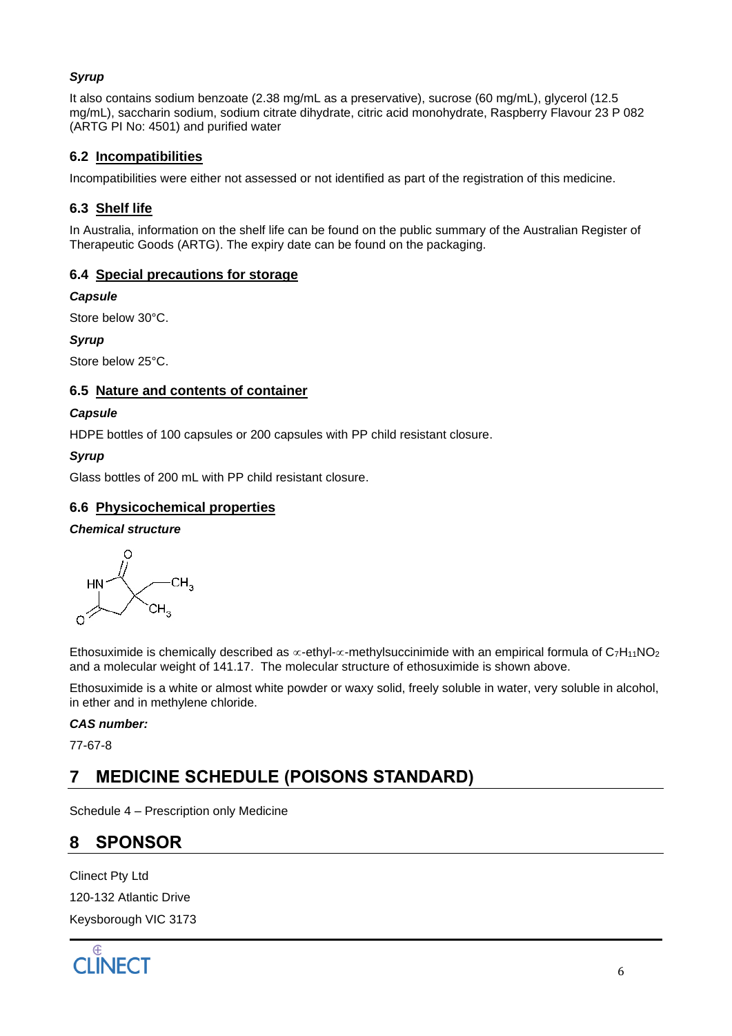***Syrup***

It also contains sodium benzoate (2.38 mg/mL as a preservative), sucrose (60 mg/mL), glycerol (12.5 mg/mL), saccharin sodium, sodium citrate dihydrate, citric acid monohydrate, Raspberry Flavour 23 P 082 (ARTG PI No: 4501) and purified water

### 6.2 Incompatibilities

Incompatibilities were either not assessed or not identified as part of the registration of this medicine.

### 6.3 Shelf life

In Australia, information on the shelf life can be found on the public summary of the Australian Register of Therapeutic Goods (ARTG). The expiry date can be found on the packaging.

### 6.4 Special precautions for storage

***Capsule***

Store below 30°C.

***Syrup***

Store below 25°C.

### 6.5 Nature and contents of container

***Capsule***

HDPE bottles of 100 capsules or 200 capsules with PP child resistant closure.

***Syrup***

Glass bottles of 200 mL with PP child resistant closure.

### 6.6 Physicochemical properties

***Chemical structure***

Ethosuximide is chemically described as ∝-ethyl-∝-methylsuccinimide with an empirical formula of $C_7H_{11}NO_2$ and a molecular weight of 141.17. The molecular structure of ethosuximide is shown above.

Ethosuximide is a white or almost white powder or waxy solid, freely soluble in water, very soluble in alcohol, in ether and in methylene chloride.

***CAS number:***

77-67-8

## 7 MEDICINE SCHEDULE (POISONS STANDARD)

Schedule 4 – Prescription only Medicine

## 8 SPONSOR

Clinect Pty Ltd

120-132 Atlantic Drive

Keysborough VIC 3173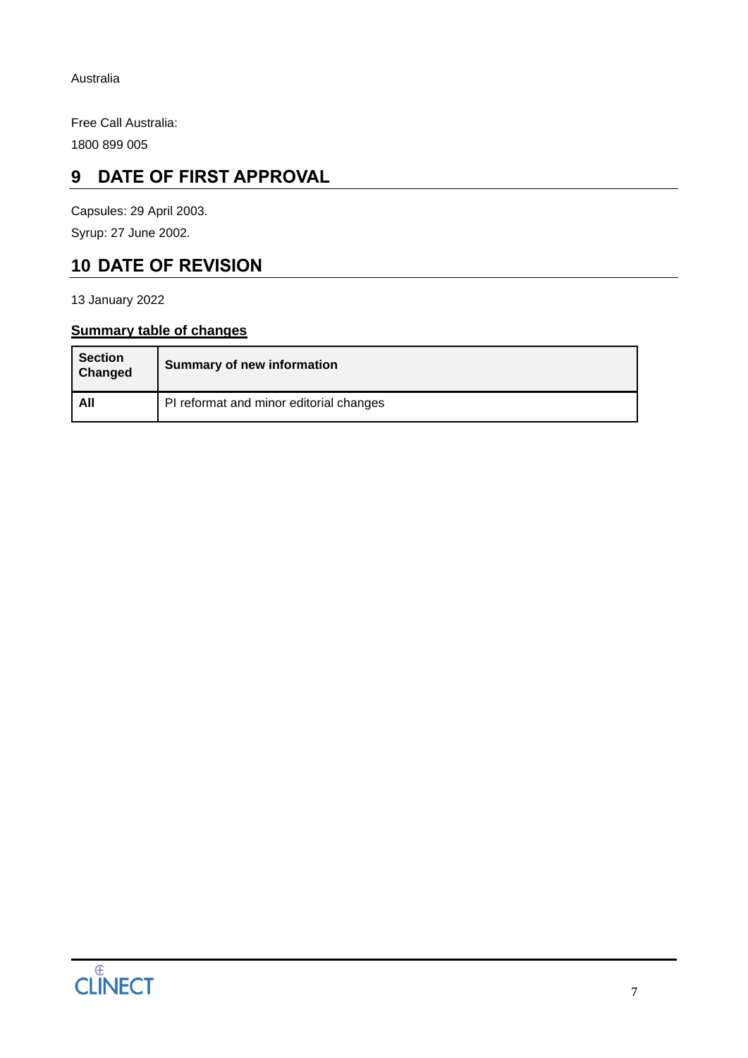Australia

Free Call Australia:

1800 899 005

## 9 DATE OF FIRST APPROVAL

Capsules: 29 April 2003.

Syrup: 27 June 2002.

## 10 DATE OF REVISION

13 January 2022

**Summary table of changes**

| Section Changed | Summary of new information |
|---|---|
| **All** | PI reformat and minor editorial changes |